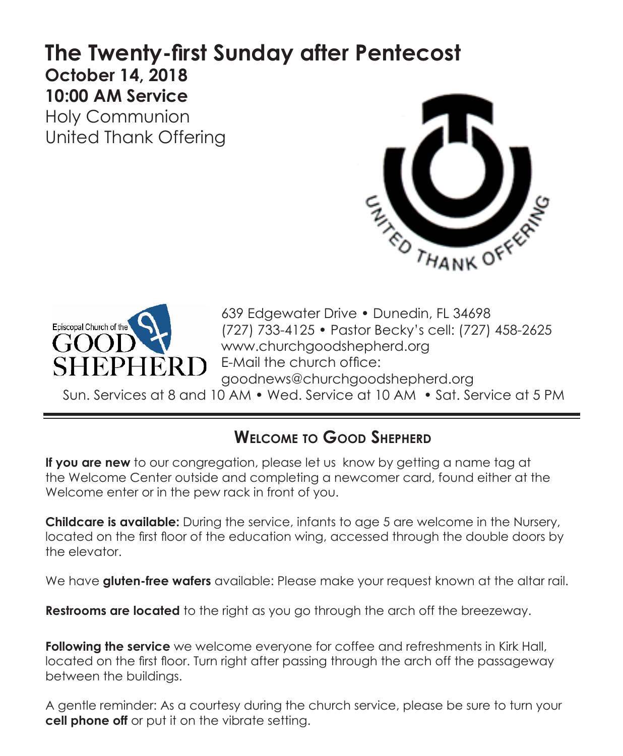# The Twenty-first Sunday after Pentecost

**October 14, 2018**
**10:00 AM Service**
Holy Communion
United Thank Offering

639 Edgewater Drive • Dunedin, FL 34698
(727) 733-4125 • Pastor Becky's cell: (727) 458-2625
www.churchgoodshepherd.org
E-Mail the church office:
goodnews@churchgoodshepherd.org
Sun. Services at 8 and 10 AM • Wed. Service at 10 AM • Sat. Service at 5 PM

## Welcome to Good Shepherd

**If you are new** to our congregation, please let us know by getting a name tag at the Welcome Center outside and completing a newcomer card, found either at the Welcome enter or in the pew rack in front of you.

**Childcare is available:** During the service, infants to age 5 are welcome in the Nursery, located on the first floor of the education wing, accessed through the double doors by the elevator.

We have **gluten-free wafers** available: Please make your request known at the altar rail.

**Restrooms are located** to the right as you go through the arch off the breezeway.

**Following the service** we welcome everyone for coffee and refreshments in Kirk Hall, located on the first floor. Turn right after passing through the arch off the passageway between the buildings.

A gentle reminder: As a courtesy during the church service, please be sure to turn your **cell phone off** or put it on the vibrate setting.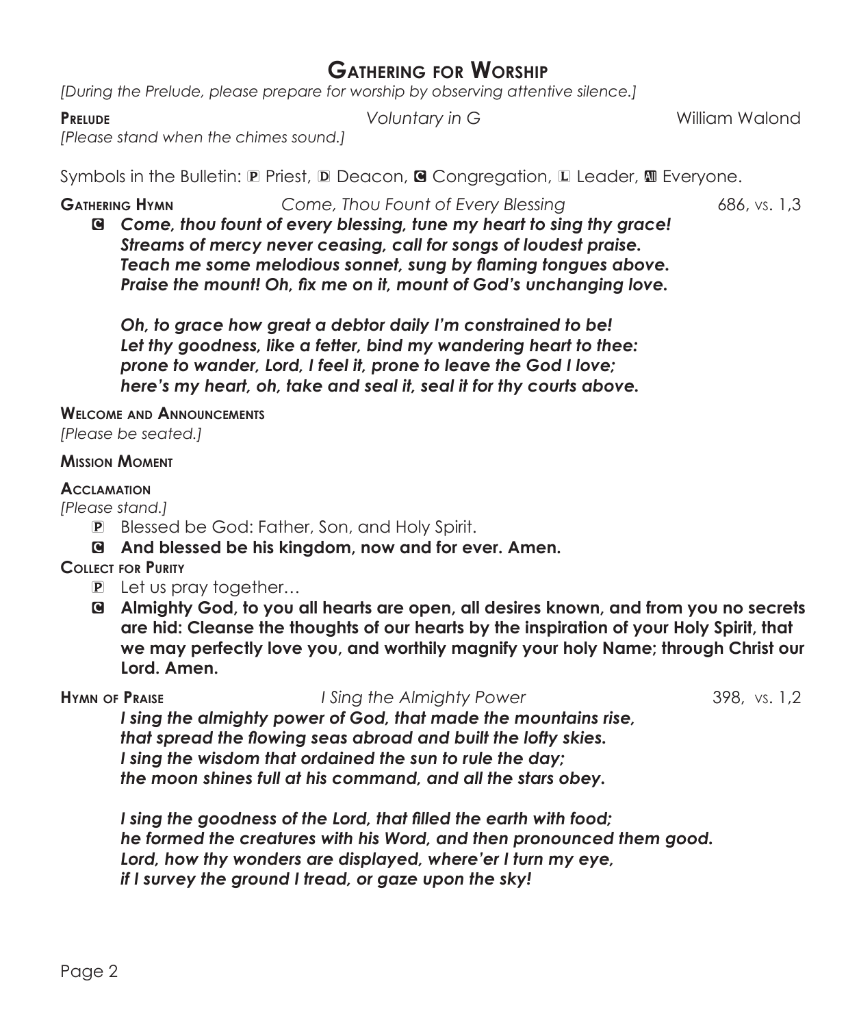# Gathering for Worship

*[During the Prelude, please prepare for worship by observing attentive silence.]*

**Prelude** *Voluntary in G* William Walond

*[Please stand when the chimes sound.]*

Symbols in the Bulletin: P Priest, D Deacon, C Congregation, L Leader, A Everyone.

**Gathering Hymn** *Come, Thou Fount of Every Blessing* 686, vs. 1,3

C ***Come, thou fount of every blessing, tune my heart to sing thy grace!***
***Streams of mercy never ceasing, call for songs of loudest praise.***
***Teach me some melodious sonnet, sung by flaming tongues above.***
***Praise the mount! Oh, fix me on it, mount of God's unchanging love.***

***Oh, to grace how great a debtor daily I'm constrained to be!***
***Let thy goodness, like a fetter, bind my wandering heart to thee:***
***prone to wander, Lord, I feel it, prone to leave the God I love;***
***here's my heart, oh, take and seal it, seal it for thy courts above.***

**Welcome and Announcements**

*[Please be seated.]*

**Mission Moment**

**Acclamation**

*[Please stand.]*

P Blessed be God: Father, Son, and Holy Spirit.

C **And blessed be his kingdom, now and for ever. Amen.**

**Collect for Purity**

P Let us pray together…

C **Almighty God, to you all hearts are open, all desires known, and from you no secrets are hid: Cleanse the thoughts of our hearts by the inspiration of your Holy Spirit, that we may perfectly love you, and worthily magnify your holy Name; through Christ our Lord. Amen.**

**Hymn of Praise** *I Sing the Almighty Power* 398, vs. 1,2

***I sing the almighty power of God, that made the mountains rise,***
***that spread the flowing seas abroad and built the lofty skies.***
***I sing the wisdom that ordained the sun to rule the day;***
***the moon shines full at his command, and all the stars obey.***

***I sing the goodness of the Lord, that filled the earth with food;***
***he formed the creatures with his Word, and then pronounced them good.***
***Lord, how thy wonders are displayed, where'er I turn my eye,***
***if I survey the ground I tread, or gaze upon the sky!***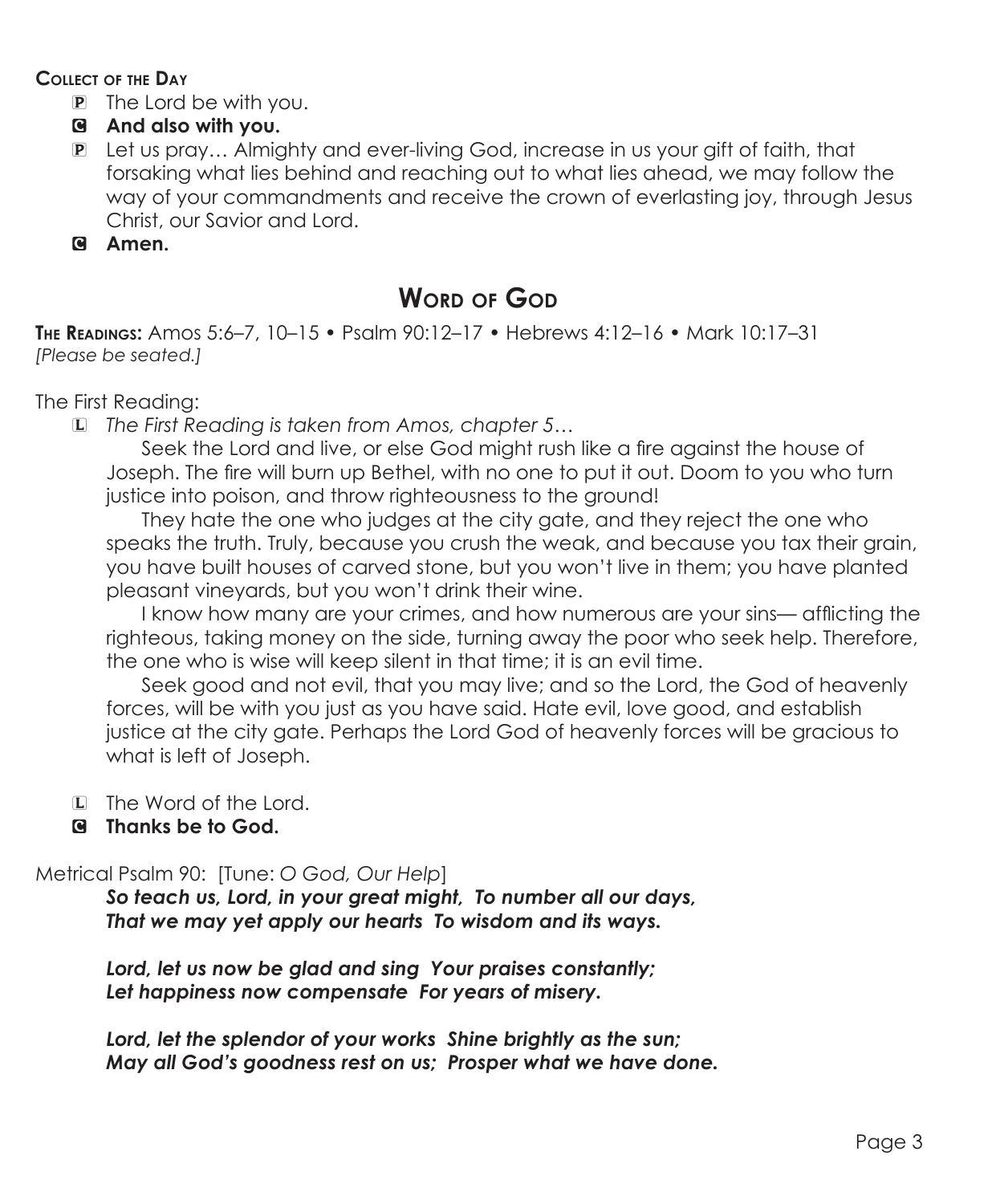**Collect of the Day**

P The Lord be with you.

C **And also with you.**

P Let us pray… Almighty and ever-living God, increase in us your gift of faith, that forsaking what lies behind and reaching out to what lies ahead, we may follow the way of your commandments and receive the crown of everlasting joy, through Jesus Christ, our Savior and Lord.

C **Amen.**

## Word of God

**The Readings:** Amos 5:6–7, 10–15 • Psalm 90:12–17 • Hebrews 4:12–16 • Mark 10:17–31
*[Please be seated.]*

The First Reading:

L *The First Reading is taken from Amos, chapter 5…*

Seek the Lord and live, or else God might rush like a fire against the house of Joseph. The fire will burn up Bethel, with no one to put it out. Doom to you who turn justice into poison, and throw righteousness to the ground!

They hate the one who judges at the city gate, and they reject the one who speaks the truth. Truly, because you crush the weak, and because you tax their grain, you have built houses of carved stone, but you won't live in them; you have planted pleasant vineyards, but you won't drink their wine.

I know how many are your crimes, and how numerous are your sins— afflicting the righteous, taking money on the side, turning away the poor who seek help. Therefore, the one who is wise will keep silent in that time; it is an evil time.

Seek good and not evil, that you may live; and so the Lord, the God of heavenly forces, will be with you just as you have said. Hate evil, love good, and establish justice at the city gate. Perhaps the Lord God of heavenly forces will be gracious to what is left of Joseph.

L The Word of the Lord.

C **Thanks be to God.**

Metrical Psalm 90: [Tune: *O God, Our Help*]

***So teach us, Lord, in your great might, To number all our days,***
***That we may yet apply our hearts To wisdom and its ways.***

***Lord, let us now be glad and sing Your praises constantly;***
***Let happiness now compensate For years of misery.***

***Lord, let the splendor of your works Shine brightly as the sun;***
***May all God's goodness rest on us; Prosper what we have done.***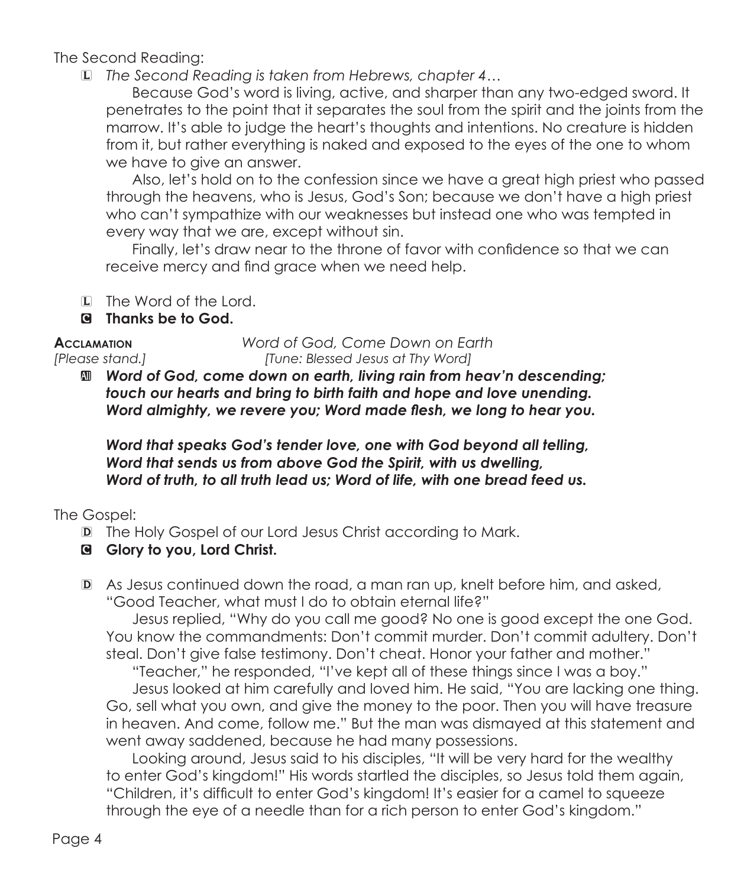The Second Reading:

L *The Second Reading is taken from Hebrews, chapter 4…*

Because God's word is living, active, and sharper than any two-edged sword. It penetrates to the point that it separates the soul from the spirit and the joints from the marrow. It's able to judge the heart's thoughts and intentions. No creature is hidden from it, but rather everything is naked and exposed to the eyes of the one to whom we have to give an answer.

Also, let's hold on to the confession since we have a great high priest who passed through the heavens, who is Jesus, God's Son; because we don't have a high priest who can't sympathize with our weaknesses but instead one who was tempted in every way that we are, except without sin.

Finally, let's draw near to the throne of favor with confidence so that we can receive mercy and find grace when we need help.

L The Word of the Lord.

C **Thanks be to God.**

**Acclamation** *Word of God, Come Down on Earth*
*[Please stand.]* *[Tune: Blessed Jesus at Thy Word]*

A ***Word of God, come down on earth, living rain from heav'n descending;***
***touch our hearts and bring to birth faith and hope and love unending.***
***Word almighty, we revere you; Word made flesh, we long to hear you.***

***Word that speaks God's tender love, one with God beyond all telling,***
***Word that sends us from above God the Spirit, with us dwelling,***
***Word of truth, to all truth lead us; Word of life, with one bread feed us.***

The Gospel:

D The Holy Gospel of our Lord Jesus Christ according to Mark.

C **Glory to you, Lord Christ.**

D As Jesus continued down the road, a man ran up, knelt before him, and asked, "Good Teacher, what must I do to obtain eternal life?"

Jesus replied, "Why do you call me good? No one is good except the one God. You know the commandments: Don't commit murder. Don't commit adultery. Don't steal. Don't give false testimony. Don't cheat. Honor your father and mother."

"Teacher," he responded, "I've kept all of these things since I was a boy."

Jesus looked at him carefully and loved him. He said, "You are lacking one thing. Go, sell what you own, and give the money to the poor. Then you will have treasure in heaven. And come, follow me." But the man was dismayed at this statement and went away saddened, because he had many possessions.

Looking around, Jesus said to his disciples, "It will be very hard for the wealthy to enter God's kingdom!" His words startled the disciples, so Jesus told them again, "Children, it's difficult to enter God's kingdom! It's easier for a camel to squeeze through the eye of a needle than for a rich person to enter God's kingdom."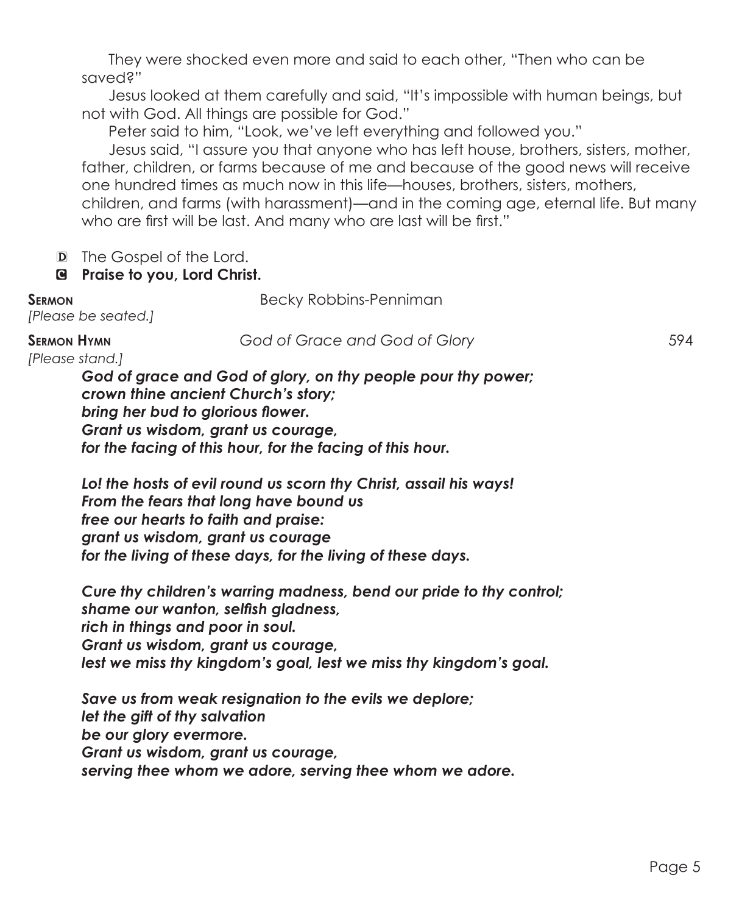They were shocked even more and said to each other, "Then who can be saved?"

Jesus looked at them carefully and said, "It's impossible with human beings, but not with God. All things are possible for God."

Peter said to him, "Look, we've left everything and followed you."

Jesus said, "I assure you that anyone who has left house, brothers, sisters, mother, father, children, or farms because of me and because of the good news will receive one hundred times as much now in this life—houses, brothers, sisters, mothers, children, and farms (with harassment)—and in the coming age, eternal life. But many who are first will be last. And many who are last will be first."

D The Gospel of the Lord.

C **Praise to you, Lord Christ.**

**Sermon** Becky Robbins-Penniman

*[Please be seated.]*

**Sermon Hymn** *God of Grace and God of Glory* 594

*[Please stand.]*

***God of grace and God of glory, on thy people pour thy power;***
***crown thine ancient Church's story;***
***bring her bud to glorious flower.***
***Grant us wisdom, grant us courage,***
***for the facing of this hour, for the facing of this hour.***

***Lo! the hosts of evil round us scorn thy Christ, assail his ways!***
***From the fears that long have bound us***
***free our hearts to faith and praise:***
***grant us wisdom, grant us courage***
***for the living of these days, for the living of these days.***

***Cure thy children's warring madness, bend our pride to thy control;***
***shame our wanton, selfish gladness,***
***rich in things and poor in soul.***
***Grant us wisdom, grant us courage,***
***lest we miss thy kingdom's goal, lest we miss thy kingdom's goal.***

***Save us from weak resignation to the evils we deplore;***
***let the gift of thy salvation***
***be our glory evermore.***
***Grant us wisdom, grant us courage,***
***serving thee whom we adore, serving thee whom we adore.***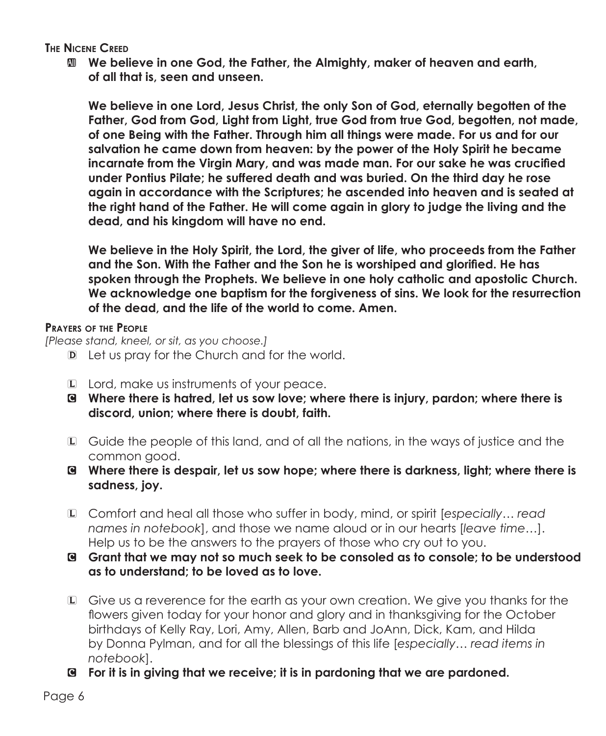### The Nicene Creed

**All** **We believe in one God, the Father, the Almighty, maker of heaven and earth, of all that is, seen and unseen.**

**We believe in one Lord, Jesus Christ, the only Son of God, eternally begotten of the Father, God from God, Light from Light, true God from true God, begotten, not made, of one Being with the Father. Through him all things were made. For us and for our salvation he came down from heaven: by the power of the Holy Spirit he became incarnate from the Virgin Mary, and was made man. For our sake he was crucified under Pontius Pilate; he suffered death and was buried. On the third day he rose again in accordance with the Scriptures; he ascended into heaven and is seated at the right hand of the Father. He will come again in glory to judge the living and the dead, and his kingdom will have no end.**

**We believe in the Holy Spirit, the Lord, the giver of life, who proceeds from the Father and the Son. With the Father and the Son he is worshiped and glorified. He has spoken through the Prophets. We believe in one holy catholic and apostolic Church. We acknowledge one baptism for the forgiveness of sins. We look for the resurrection of the dead, and the life of the world to come. Amen.**

### Prayers of the People

*[Please stand, kneel, or sit, as you choose.]*

D Let us pray for the Church and for the world.

L Lord, make us instruments of your peace.

C **Where there is hatred, let us sow love; where there is injury, pardon; where there is discord, union; where there is doubt, faith.**

L Guide the people of this land, and of all the nations, in the ways of justice and the common good.

C **Where there is despair, let us sow hope; where there is darkness, light; where there is sadness, joy.**

L Comfort and heal all those who suffer in body, mind, or spirit [*especially… read names in notebook*], and those we name aloud or in our hearts [*leave time…*]. Help us to be the answers to the prayers of those who cry out to you.

C **Grant that we may not so much seek to be consoled as to console; to be understood as to understand; to be loved as to love.**

L Give us a reverence for the earth as your own creation. We give you thanks for the flowers given today for your honor and glory and in thanksgiving for the October birthdays of Kelly Ray, Lori, Amy, Allen, Barb and JoAnn, Dick, Kam, and Hilda by Donna Pylman, and for all the blessings of this life [*especially… read items in notebook*].

C **For it is in giving that we receive; it is in pardoning that we are pardoned.**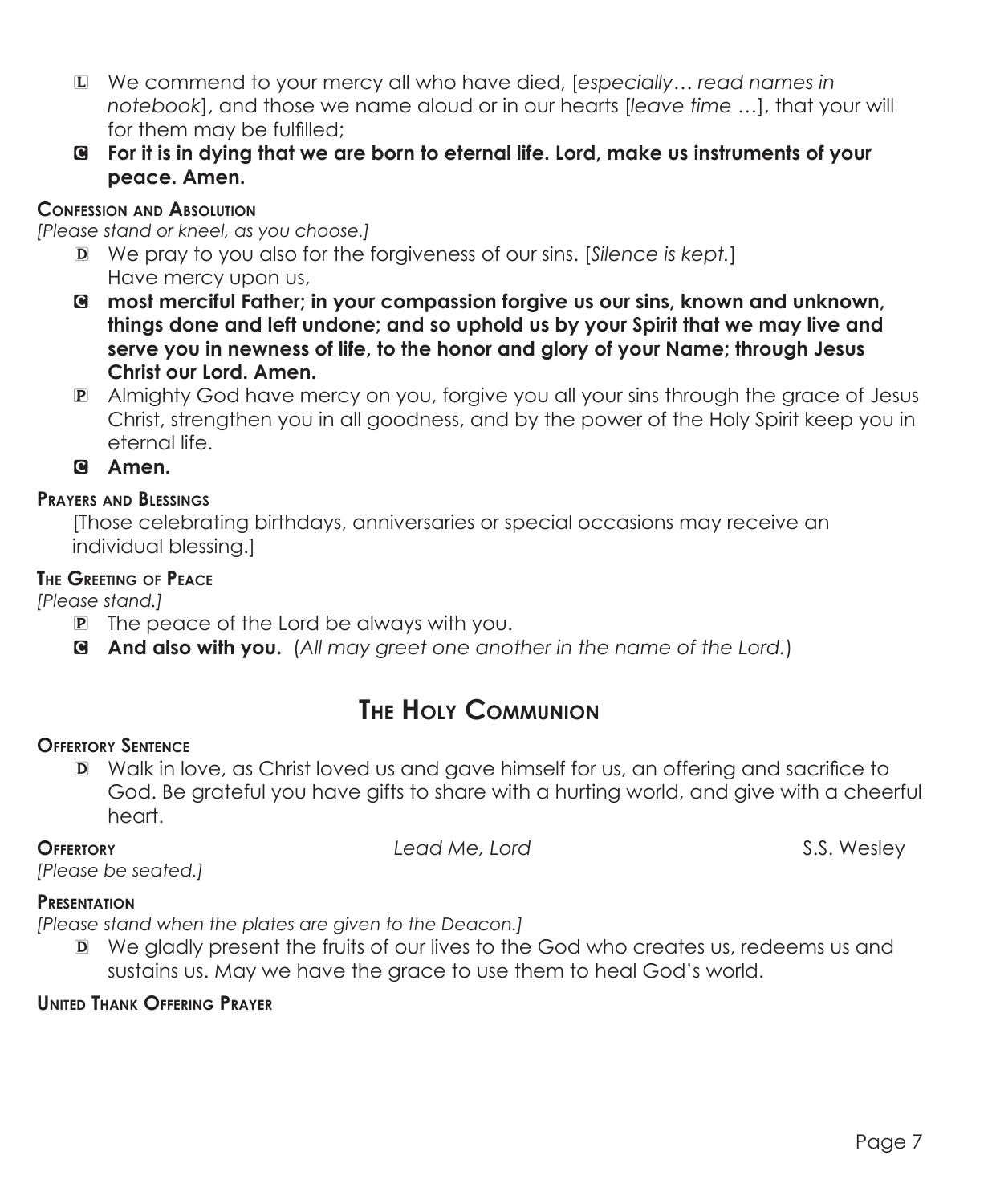L We commend to your mercy all who have died, [*especially… read names in notebook*], and those we name aloud or in our hearts [*leave time* …], that your will for them may be fulfilled;

C **For it is in dying that we are born to eternal life. Lord, make us instruments of your peace. Amen.**

**Confession and Absolution**

*[Please stand or kneel, as you choose.]*

D We pray to you also for the forgiveness of our sins. [*Silence is kept.*] Have mercy upon us,

C **most merciful Father; in your compassion forgive us our sins, known and unknown, things done and left undone; and so uphold us by your Spirit that we may live and serve you in newness of life, to the honor and glory of your Name; through Jesus Christ our Lord. Amen.**

P Almighty God have mercy on you, forgive you all your sins through the grace of Jesus Christ, strengthen you in all goodness, and by the power of the Holy Spirit keep you in eternal life.

C **Amen.**

**Prayers and Blessings**

[Those celebrating birthdays, anniversaries or special occasions may receive an individual blessing.]

**The Greeting of Peace**

*[Please stand.]*

P The peace of the Lord be always with you.

C **And also with you.** (*All may greet one another in the name of the Lord.*)

# The Holy Communion

**Offertory Sentence**

D Walk in love, as Christ loved us and gave himself for us, an offering and sacrifice to God. Be grateful you have gifts to share with a hurting world, and give with a cheerful heart.

**Offertory** *Lead Me, Lord* S.S. Wesley

*[Please be seated.]*

**Presentation**

*[Please stand when the plates are given to the Deacon.]*

D We gladly present the fruits of our lives to the God who creates us, redeems us and sustains us. May we have the grace to use them to heal God's world.

**United Thank Offering Prayer**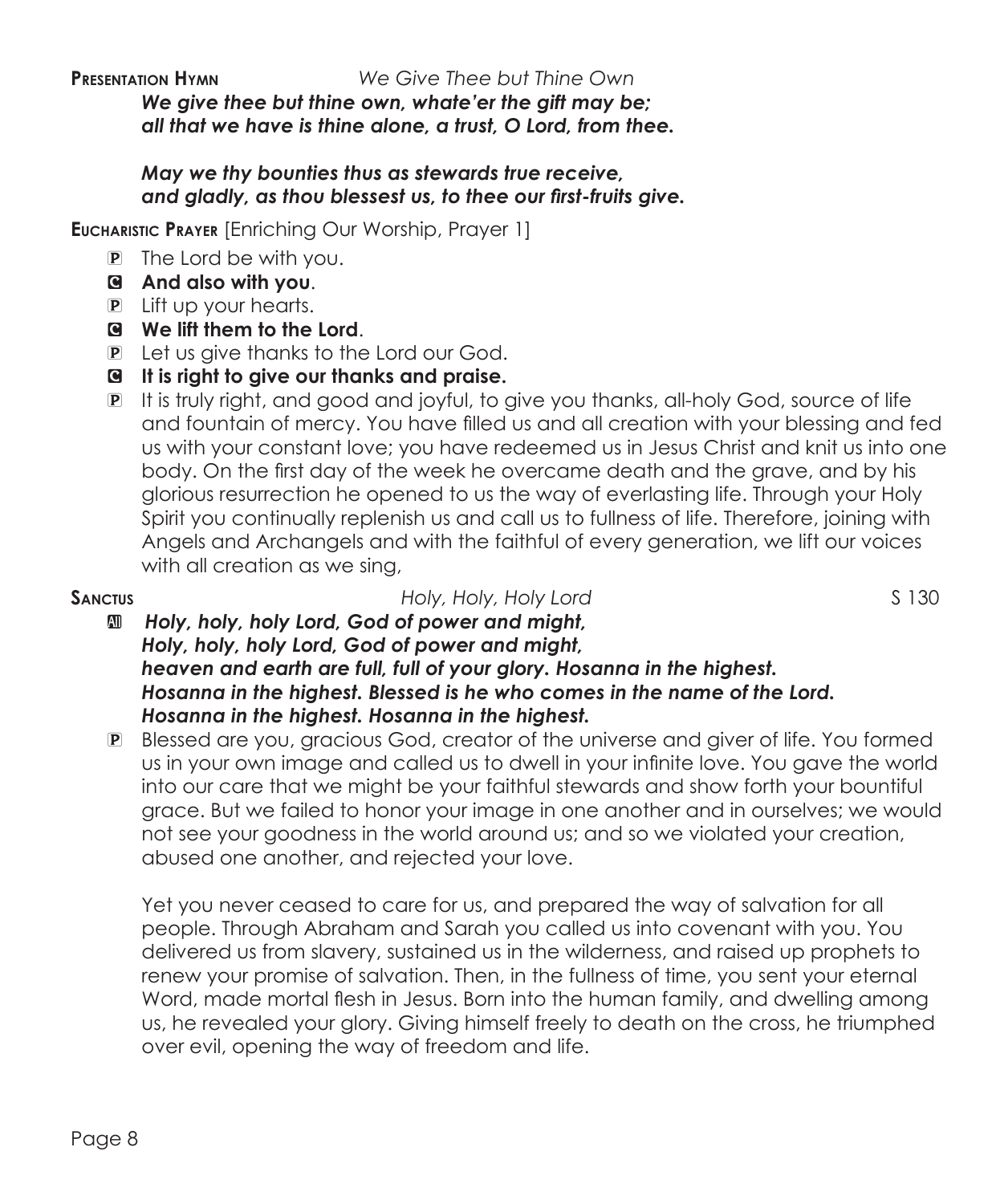**Presentation Hymn** *We Give Thee but Thine Own*

***We give thee but thine own, whate'er the gift may be;***
***all that we have is thine alone, a trust, O Lord, from thee.***

***May we thy bounties thus as stewards true receive,***
***and gladly, as thou blessest us, to thee our first-fruits give.***

**Eucharistic Prayer** [Enriching Our Worship, Prayer 1]

P The Lord be with you.
C **And also with you**.
P Lift up your hearts.
C **We lift them to the Lord**.
P Let us give thanks to the Lord our God.
C **It is right to give our thanks and praise.**
P It is truly right, and good and joyful, to give you thanks, all-holy God, source of life and fountain of mercy. You have filled us and all creation with your blessing and fed us with your constant love; you have redeemed us in Jesus Christ and knit us into one body. On the first day of the week he overcame death and the grave, and by his glorious resurrection he opened to us the way of everlasting life. Through your Holy Spirit you continually replenish us and call us to fullness of life. Therefore, joining with Angels and Archangels and with the faithful of every generation, we lift our voices with all creation as we sing,

**Sanctus** *Holy, Holy, Holy Lord* S 130

All ***Holy, holy, holy Lord, God of power and might,***
***Holy, holy, holy Lord, God of power and might,***
***heaven and earth are full, full of your glory. Hosanna in the highest.***
***Hosanna in the highest. Blessed is he who comes in the name of the Lord.***
***Hosanna in the highest. Hosanna in the highest.***

P Blessed are you, gracious God, creator of the universe and giver of life. You formed us in your own image and called us to dwell in your infinite love. You gave the world into our care that we might be your faithful stewards and show forth your bountiful grace. But we failed to honor your image in one another and in ourselves; we would not see your goodness in the world around us; and so we violated your creation, abused one another, and rejected your love.

Yet you never ceased to care for us, and prepared the way of salvation for all people. Through Abraham and Sarah you called us into covenant with you. You delivered us from slavery, sustained us in the wilderness, and raised up prophets to renew your promise of salvation. Then, in the fullness of time, you sent your eternal Word, made mortal flesh in Jesus. Born into the human family, and dwelling among us, he revealed your glory. Giving himself freely to death on the cross, he triumphed over evil, opening the way of freedom and life.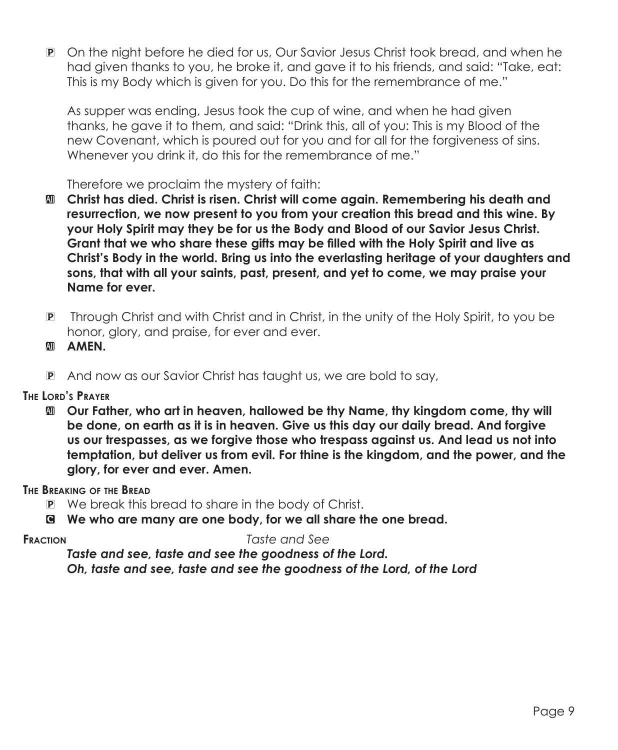P On the night before he died for us, Our Savior Jesus Christ took bread, and when he had given thanks to you, he broke it, and gave it to his friends, and said: "Take, eat: This is my Body which is given for you. Do this for the remembrance of me."

As supper was ending, Jesus took the cup of wine, and when he had given thanks, he gave it to them, and said: "Drink this, all of you: This is my Blood of the new Covenant, which is poured out for you and for all for the forgiveness of sins. Whenever you drink it, do this for the remembrance of me."

Therefore we proclaim the mystery of faith:

All **Christ has died. Christ is risen. Christ will come again. Remembering his death and resurrection, we now present to you from your creation this bread and this wine. By your Holy Spirit may they be for us the Body and Blood of our Savior Jesus Christ. Grant that we who share these gifts may be filled with the Holy Spirit and live as Christ's Body in the world. Bring us into the everlasting heritage of your daughters and sons, that with all your saints, past, present, and yet to come, we may praise your Name for ever.**

P Through Christ and with Christ and in Christ, in the unity of the Holy Spirit, to you be honor, glory, and praise, for ever and ever.

All **AMEN.**

P And now as our Savior Christ has taught us, we are bold to say,

**The Lord's Prayer**

All **Our Father, who art in heaven, hallowed be thy Name, thy kingdom come, thy will be done, on earth as it is in heaven. Give us this day our daily bread. And forgive us our trespasses, as we forgive those who trespass against us. And lead us not into temptation, but deliver us from evil. For thine is the kingdom, and the power, and the glory, for ever and ever. Amen.**

**The Breaking of the Bread**

P We break this bread to share in the body of Christ.

C **We who are many are one body, for we all share the one bread.**

**Fraction** *Taste and See*

***Taste and see, taste and see the goodness of the Lord.***
***Oh, taste and see, taste and see the goodness of the Lord, of the Lord***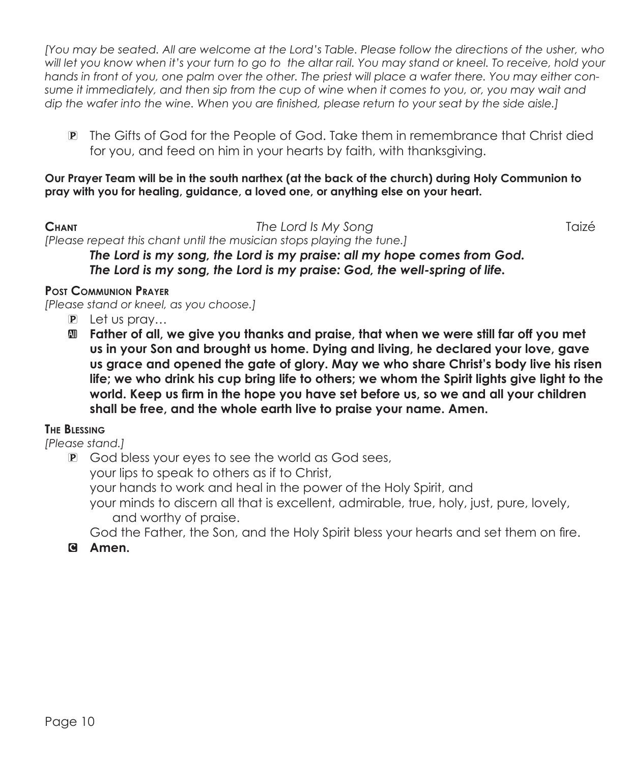*[You may be seated. All are welcome at the Lord's Table. Please follow the directions of the usher, who will let you know when it's your turn to go to the altar rail. You may stand or kneel. To receive, hold your hands in front of you, one palm over the other. The priest will place a wafer there. You may either consume it immediately, and then sip from the cup of wine when it comes to you, or, you may wait and dip the wafer into the wine. When you are finished, please return to your seat by the side aisle.]*

P The Gifts of God for the People of God. Take them in remembrance that Christ died for you, and feed on him in your hearts by faith, with thanksgiving.

**Our Prayer Team will be in the south narthex (at the back of the church) during Holy Communion to pray with you for healing, guidance, a loved one, or anything else on your heart.**

**Chant** *The Lord Is My Song* Taizé

*[Please repeat this chant until the musician stops playing the tune.]*

***The Lord is my song, the Lord is my praise: all my hope comes from God.***
***The Lord is my song, the Lord is my praise: God, the well-spring of life.***

**Post Communion Prayer**

*[Please stand or kneel, as you choose.]*

P Let us pray…

All **Father of all, we give you thanks and praise, that when we were still far off you met us in your Son and brought us home. Dying and living, he declared your love, gave us grace and opened the gate of glory. May we who share Christ's body live his risen life; we who drink his cup bring life to others; we whom the Spirit lights give light to the world. Keep us firm in the hope you have set before us, so we and all your children shall be free, and the whole earth live to praise your name. Amen.**

**The Blessing**

*[Please stand.]*

P God bless your eyes to see the world as God sees,
your lips to speak to others as if to Christ,
your hands to work and heal in the power of the Holy Spirit, and
your minds to discern all that is excellent, admirable, true, holy, just, pure, lovely, and worthy of praise.
God the Father, the Son, and the Holy Spirit bless your hearts and set them on fire.

C **Amen.**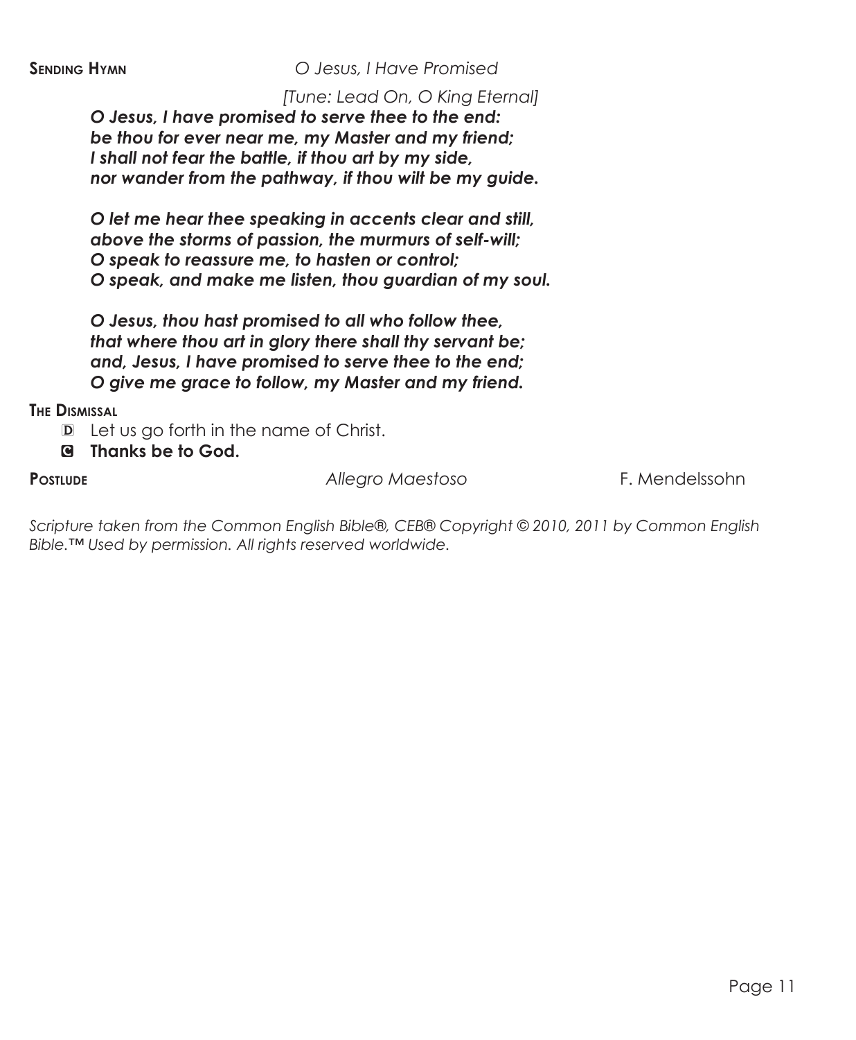**SENDING HYMN** *O Jesus, I Have Promised*

*[Tune: Lead On, O King Eternal]*

***O Jesus, I have promised to serve thee to the end:***
***be thou for ever near me, my Master and my friend;***
***I shall not fear the battle, if thou art by my side,***
***nor wander from the pathway, if thou wilt be my guide.***

***O let me hear thee speaking in accents clear and still,***
***above the storms of passion, the murmurs of self-will;***
***O speak to reassure me, to hasten or control;***
***O speak, and make me listen, thou guardian of my soul.***

***O Jesus, thou hast promised to all who follow thee,***
***that where thou art in glory there shall thy servant be;***
***and, Jesus, I have promised to serve thee to the end;***
***O give me grace to follow, my Master and my friend.***

**THE DISMISSAL**

D Let us go forth in the name of Christ.

C **Thanks be to God.**

**POSTLUDE** *Allegro Maestoso* F. Mendelssohn

*Scripture taken from the Common English Bible®, CEB® Copyright © 2010, 2011 by Common English Bible.™ Used by permission. All rights reserved worldwide.*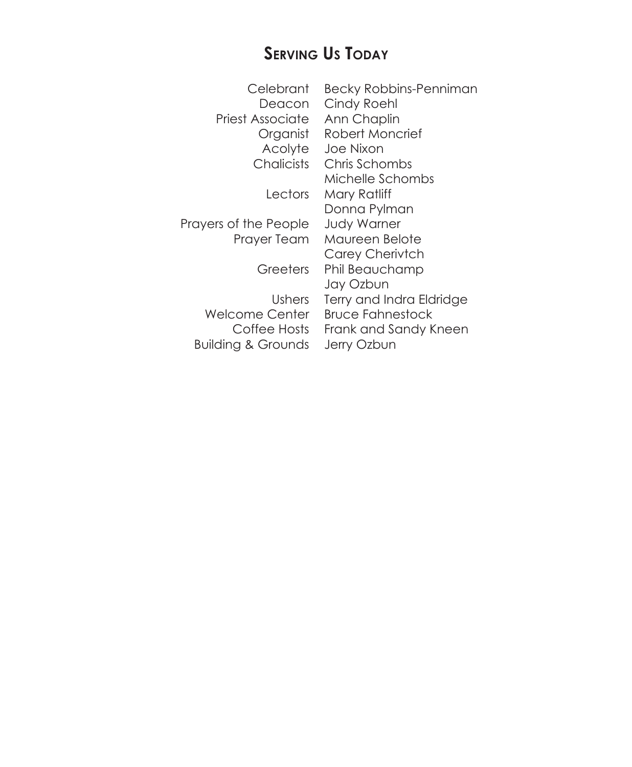## Serving Us Today

| | |
|---|---|
| Celebrant | Becky Robbins-Penniman |
| Deacon | Cindy Roehl |
| Priest Associate | Ann Chaplin |
| Organist | Robert Moncrief |
| Acolyte | Joe Nixon |
| Chalicists | Chris Schombs |
| | Michelle Schombs |
| Lectors | Mary Ratliff |
| | Donna Pylman |
| Prayers of the People | Judy Warner |
| Prayer Team | Maureen Belote |
| | Carey Cherivtch |
| Greeters | Phil Beauchamp |
| | Jay Ozbun |
| Ushers | Terry and Indra Eldridge |
| Welcome Center | Bruce Fahnestock |
| Coffee Hosts | Frank and Sandy Kneen |
| Building & Grounds | Jerry Ozbun |